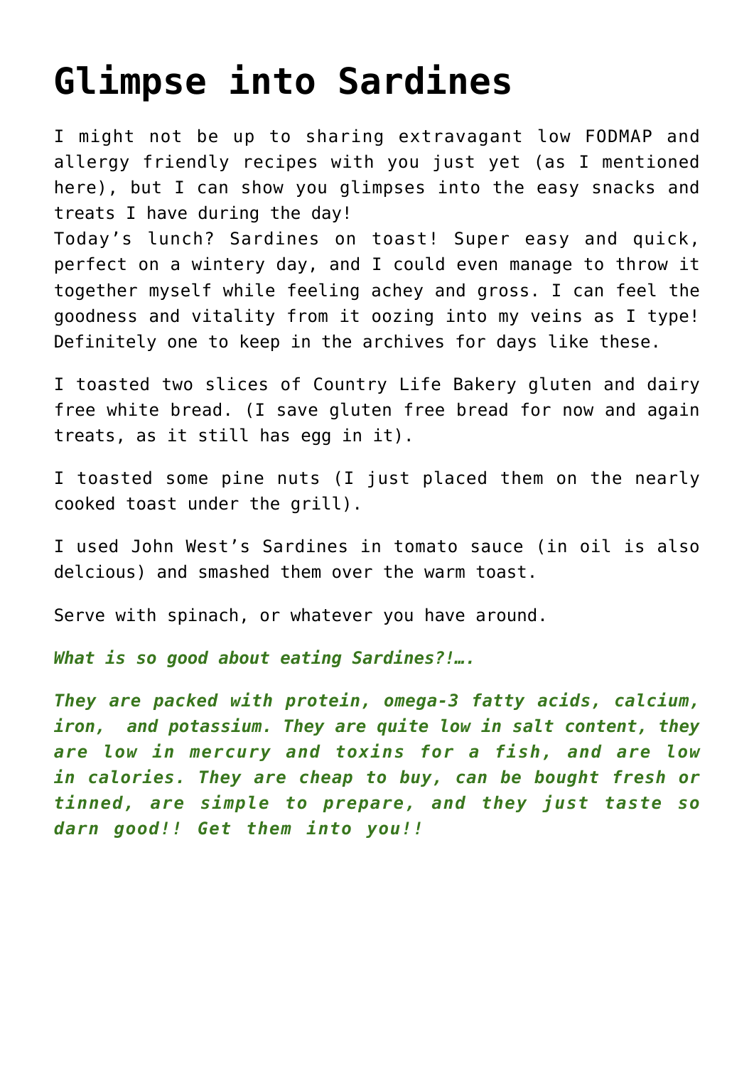# Glimpse into Sardines

I might not be up to sharing extravagant low FODMAP and allergy friendly recipes with you just yet (as I mentioned here), but I can show you glimpses into the easy snacks and treats I have during the day!
Today's lunch? Sardines on toast! Super easy and quick, perfect on a wintery day, and I could even manage to throw it together myself while feeling achey and gross. I can feel the goodness and vitality from it oozing into my veins as I type! Definitely one to keep in the archives for days like these.

I toasted two slices of Country Life Bakery gluten and dairy free white bread. (I save gluten free bread for now and again treats, as it still has egg in it).

I toasted some pine nuts (I just placed them on the nearly cooked toast under the grill).

I used John West's Sardines in tomato sauce (in oil is also delcious) and smashed them over the warm toast.

Serve with spinach, or whatever you have around.

***What is so good about eating Sardines?!….***

***They are packed with protein, omega-3 fatty acids, calcium, iron, and potassium. They are quite low in salt content, they are low in mercury and toxins for a fish, and are low in calories. They are cheap to buy, can be bought fresh or tinned, are simple to prepare, and they just taste so darn good!! Get them into you!!***